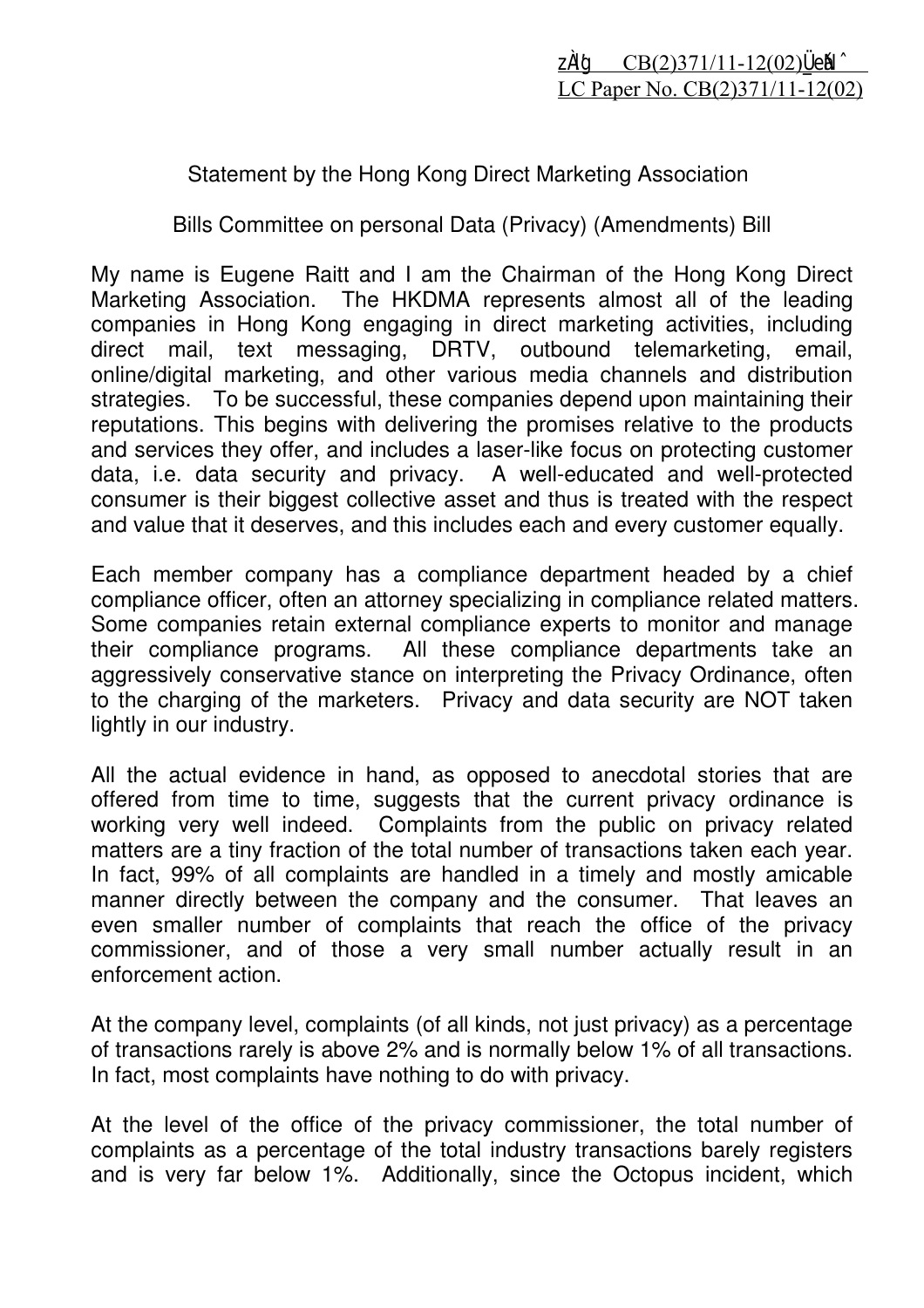立法會 CB(2)371/11-12(02)號文件
LC Paper No. CB(2)371/11-12(02)

Statement by the Hong Kong Direct Marketing Association

Bills Committee on personal Data (Privacy) (Amendments) Bill

My name is Eugene Raitt and I am the Chairman of the Hong Kong Direct Marketing Association. The HKDMA represents almost all of the leading companies in Hong Kong engaging in direct marketing activities, including direct mail, text messaging, DRTV, outbound telemarketing, email, online/digital marketing, and other various media channels and distribution strategies. To be successful, these companies depend upon maintaining their reputations. This begins with delivering the promises relative to the products and services they offer, and includes a laser-like focus on protecting customer data, i.e. data security and privacy. A well-educated and well-protected consumer is their biggest collective asset and thus is treated with the respect and value that it deserves, and this includes each and every customer equally.

Each member company has a compliance department headed by a chief compliance officer, often an attorney specializing in compliance related matters. Some companies retain external compliance experts to monitor and manage their compliance programs. All these compliance departments take an aggressively conservative stance on interpreting the Privacy Ordinance, often to the charging of the marketers. Privacy and data security are NOT taken lightly in our industry.

All the actual evidence in hand, as opposed to anecdotal stories that are offered from time to time, suggests that the current privacy ordinance is working very well indeed. Complaints from the public on privacy related matters are a tiny fraction of the total number of transactions taken each year. In fact, 99% of all complaints are handled in a timely and mostly amicable manner directly between the company and the consumer. That leaves an even smaller number of complaints that reach the office of the privacy commissioner, and of those a very small number actually result in an enforcement action.

At the company level, complaints (of all kinds, not just privacy) as a percentage of transactions rarely is above 2% and is normally below 1% of all transactions. In fact, most complaints have nothing to do with privacy.

At the level of the office of the privacy commissioner, the total number of complaints as a percentage of the total industry transactions barely registers and is very far below 1%. Additionally, since the Octopus incident, which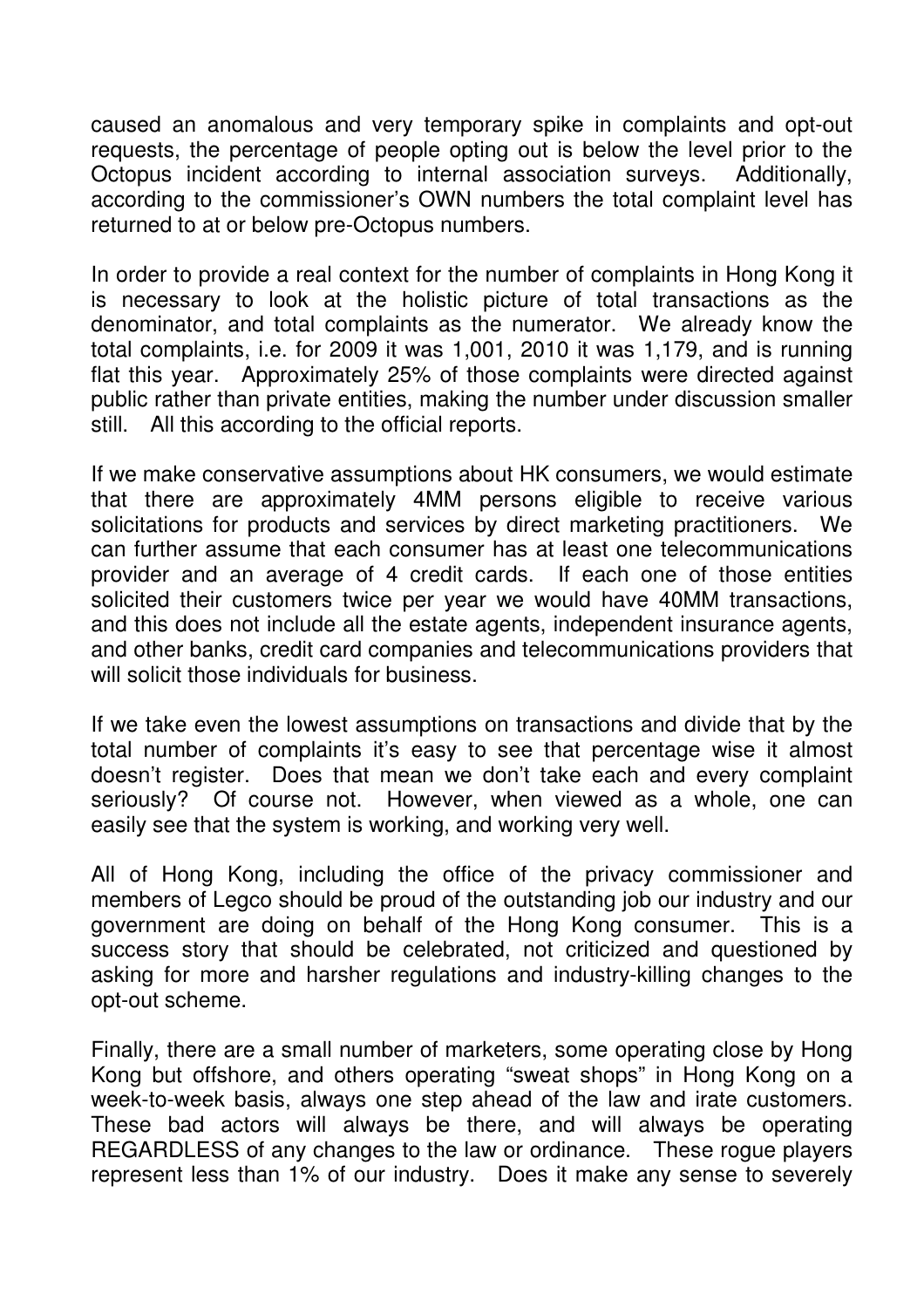caused an anomalous and very temporary spike in complaints and opt-out requests, the percentage of people opting out is below the level prior to the Octopus incident according to internal association surveys. Additionally, according to the commissioner's OWN numbers the total complaint level has returned to at or below pre-Octopus numbers.

In order to provide a real context for the number of complaints in Hong Kong it is necessary to look at the holistic picture of total transactions as the denominator, and total complaints as the numerator. We already know the total complaints, i.e. for 2009 it was 1,001, 2010 it was 1,179, and is running flat this year. Approximately 25% of those complaints were directed against public rather than private entities, making the number under discussion smaller still. All this according to the official reports.

If we make conservative assumptions about HK consumers, we would estimate that there are approximately 4MM persons eligible to receive various solicitations for products and services by direct marketing practitioners. We can further assume that each consumer has at least one telecommunications provider and an average of 4 credit cards. If each one of those entities solicited their customers twice per year we would have 40MM transactions, and this does not include all the estate agents, independent insurance agents, and other banks, credit card companies and telecommunications providers that will solicit those individuals for business.

If we take even the lowest assumptions on transactions and divide that by the total number of complaints it's easy to see that percentage wise it almost doesn't register. Does that mean we don't take each and every complaint seriously? Of course not. However, when viewed as a whole, one can easily see that the system is working, and working very well.

All of Hong Kong, including the office of the privacy commissioner and members of Legco should be proud of the outstanding job our industry and our government are doing on behalf of the Hong Kong consumer. This is a success story that should be celebrated, not criticized and questioned by asking for more and harsher regulations and industry-killing changes to the opt-out scheme.

Finally, there are a small number of marketers, some operating close by Hong Kong but offshore, and others operating "sweat shops" in Hong Kong on a week-to-week basis, always one step ahead of the law and irate customers. These bad actors will always be there, and will always be operating REGARDLESS of any changes to the law or ordinance. These rogue players represent less than 1% of our industry. Does it make any sense to severely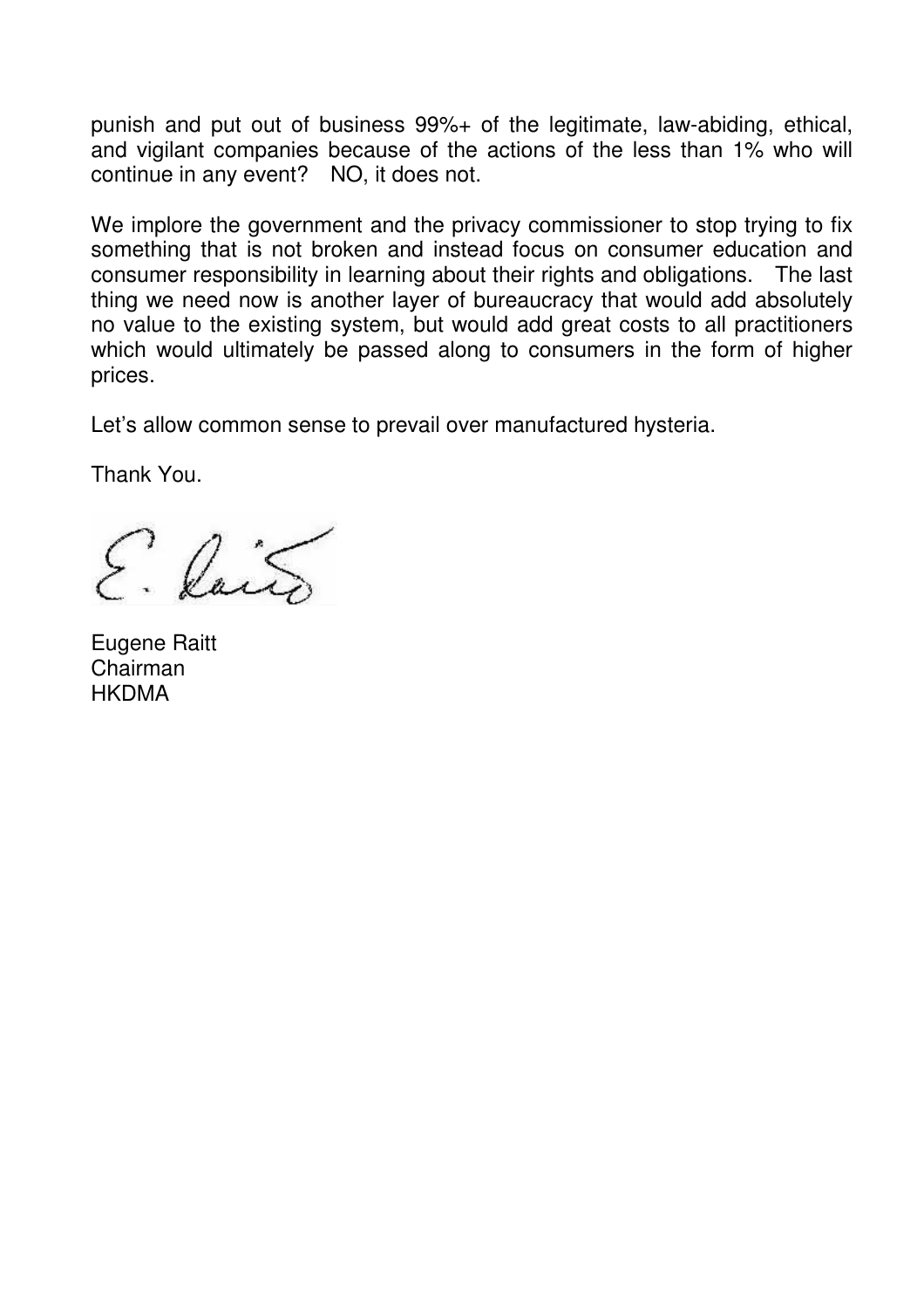punish and put out of business 99%+ of the legitimate, law-abiding, ethical, and vigilant companies because of the actions of the less than 1% who will continue in any event? NO, it does not.

We implore the government and the privacy commissioner to stop trying to fix something that is not broken and instead focus on consumer education and consumer responsibility in learning about their rights and obligations. The last thing we need now is another layer of bureaucracy that would add absolutely no value to the existing system, but would add great costs to all practitioners which would ultimately be passed along to consumers in the form of higher prices.

Let's allow common sense to prevail over manufactured hysteria.

Thank You.

Eugene Raitt
Chairman
HKDMA